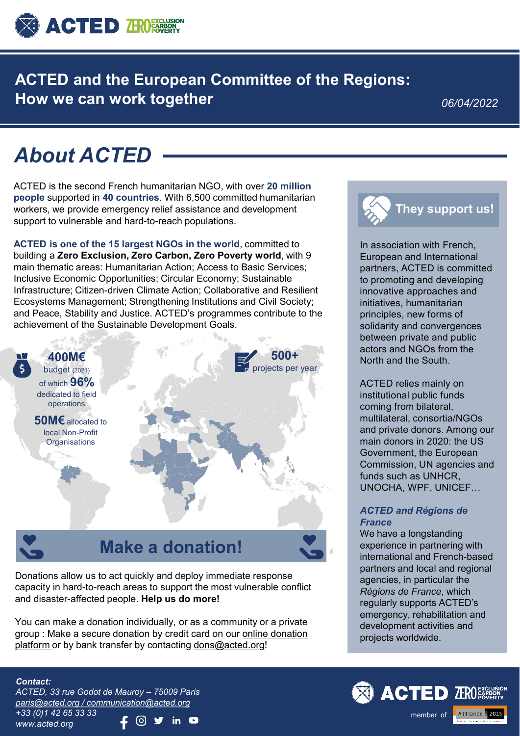# ACTED and the European Committee of the Regions: How we can work together

*06/04/2022*

## About ACTED

ACTED is the second French humanitarian NGO, with over **20 million people** supported in **40 countries**. With 6,500 committed humanitarian workers, we provide emergency relief assistance and development support to vulnerable and hard-to-reach populations.

**ACTED is one of the 15 largest NGOs in the world**, committed to building a **Zero Exclusion, Zero Carbon, Zero Poverty world**, with 9 main thematic areas: Humanitarian Action; Access to Basic Services; Inclusive Economic Opportunities; Circular Economy; Sustainable Infrastructure; Citizen-driven Climate Action; Collaborative and Resilient Ecosystems Management; Strengthening Institutions and Civil Society; and Peace, Stability and Justice. ACTED's programmes contribute to the achievement of the Sustainable Development Goals.

**400M€** budget (2021) of which **96%** dedicated to field operations

**50M€** allocated to local Non-Profit Organisations

**500+** projects per year

## Make a donation!

Donations allow us to act quickly and deploy immediate response capacity in hard-to-reach areas to support the most vulnerable conflict and disaster-affected people. **Help us do more!**

You can make a donation individually, or as a community or a private group : Make a secure donation by credit card on our online donation platform or by bank transfer by contacting dons@acted.org!

## They support us!

In association with French, European and International partners, ACTED is committed to promoting and developing innovative approaches and initiatives, humanitarian principles, new forms of solidarity and convergences between private and public actors and NGOs from the North and the South.

ACTED relies mainly on institutional public funds coming from bilateral, multilateral, consortia/NGOs and private donors. Among our main donors in 2020: the US Government, the European Commission, UN agencies and funds such as UNHCR, UNOCHA, WPF, UNICEF…

### *ACTED and Régions de France*

We have a longstanding experience in partnering with international and French-based partners and local and regional agencies, in particular the *Régions de France*, which regularly supports ACTED's emergency, rehabilitation and development activities and projects worldwide.

***Contact:***
*ACTED, 33 rue Godot de Mauroy – 75009 Paris*
*paris@acted.org / communication@acted.org*
*+33 (0)1 42 65 33 33*
*www.acted.org*

member of Alliance 2015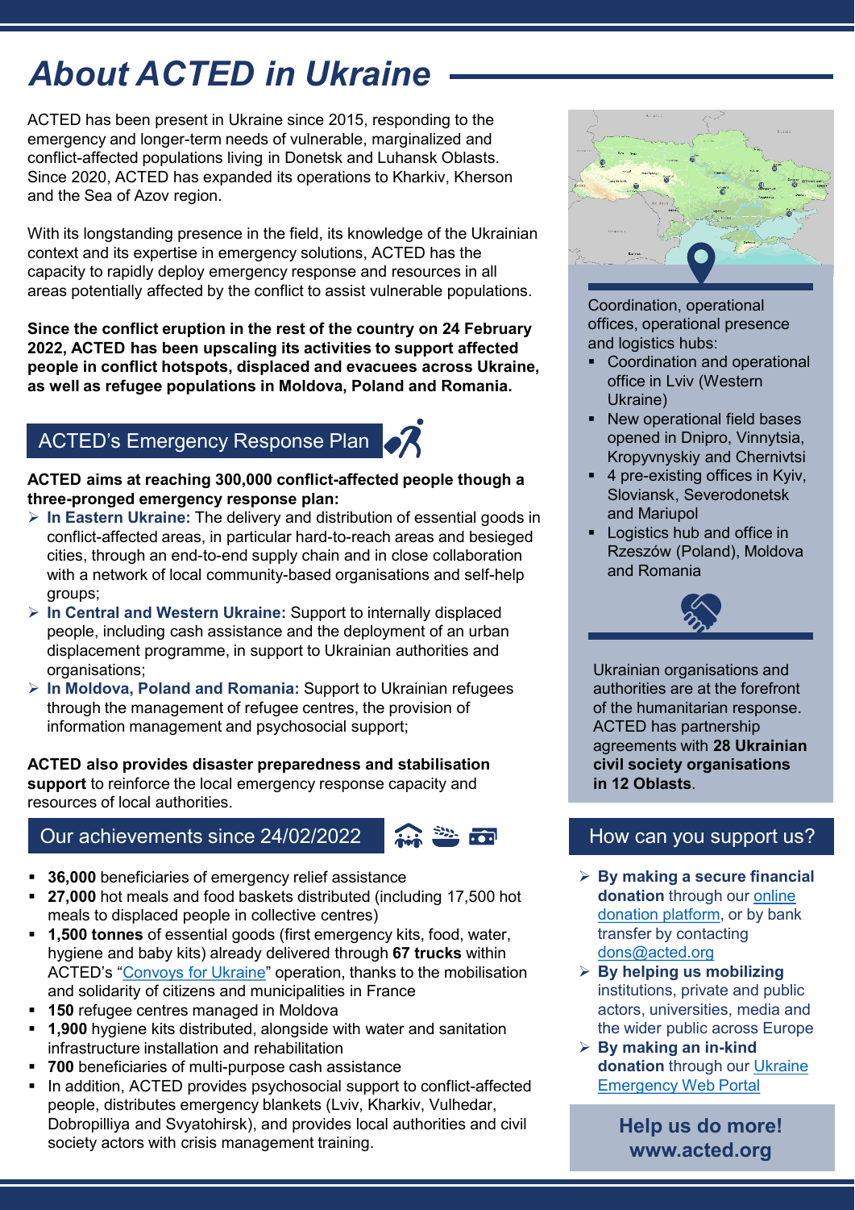# About ACTED in Ukraine

ACTED has been present in Ukraine since 2015, responding to the emergency and longer-term needs of vulnerable, marginalized and conflict-affected populations living in Donetsk and Luhansk Oblasts. Since 2020, ACTED has expanded its operations to Kharkiv, Kherson and the Sea of Azov region.

With its longstanding presence in the field, its knowledge of the Ukrainian context and its expertise in emergency solutions, ACTED has the capacity to rapidly deploy emergency response and resources in all areas potentially affected by the conflict to assist vulnerable populations.

**Since the conflict eruption in the rest of the country on 24 February 2022, ACTED has been upscaling its activities to support affected people in conflict hotspots, displaced and evacuees across Ukraine, as well as refugee populations in Moldova, Poland and Romania.**

## ACTED's Emergency Response Plan

**ACTED aims at reaching 300,000 conflict-affected people though a three-pronged emergency response plan:**

- **In Eastern Ukraine:** The delivery and distribution of essential goods in conflict-affected areas, in particular hard-to-reach areas and besieged cities, through an end-to-end supply chain and in close collaboration with a network of local community-based organisations and self-help groups;
- **In Central and Western Ukraine:** Support to internally displaced people, including cash assistance and the deployment of an urban displacement programme, in support to Ukrainian authorities and organisations;
- **In Moldova, Poland and Romania:** Support to Ukrainian refugees through the management of refugee centres, the provision of information management and psychosocial support;

**ACTED also provides disaster preparedness and stabilisation support** to reinforce the local emergency response capacity and resources of local authorities.

## Our achievements since 24/02/2022

- **36,000** beneficiaries of emergency relief assistance
- **27,000** hot meals and food baskets distributed (including 17,500 hot meals to displaced people in collective centres)
- **1,500 tonnes** of essential goods (first emergency kits, food, water, hygiene and baby kits) already delivered through **67 trucks** within ACTED's "Convoys for Ukraine" operation, thanks to the mobilisation and solidarity of citizens and municipalities in France
- **150** refugee centres managed in Moldova
- **1,900** hygiene kits distributed, alongside with water and sanitation infrastructure installation and rehabilitation
- **700** beneficiaries of multi-purpose cash assistance
- In addition, ACTED provides psychosocial support to conflict-affected people, distributes emergency blankets (Lviv, Kharkiv, Vulhedar, Dobropilliya and Svyatohirsk), and provides local authorities and civil society actors with crisis management training.

Coordination, operational offices, operational presence and logistics hubs:

- Coordination and operational office in Lviv (Western Ukraine)
- New operational field bases opened in Dnipro, Vinnytsia, Kropyvnyskiy and Chernivtsi
- 4 pre-existing offices in Kyiv, Sloviansk, Severodonetsk and Mariupol
- Logistics hub and office in Rzeszów (Poland), Moldova and Romania

Ukrainian organisations and authorities are at the forefront of the humanitarian response. ACTED has partnership agreements with **28 Ukrainian civil society organisations in 12 Oblasts**.

## How can you support us?

- **By making a secure financial donation** through our online donation platform, or by bank transfer by contacting dons@acted.org
- **By helping us mobilizing** institutions, private and public actors, universities, media and the wider public across Europe
- **By making an in-kind donation** through our Ukraine Emergency Web Portal

**Help us do more!**
**www.acted.org**